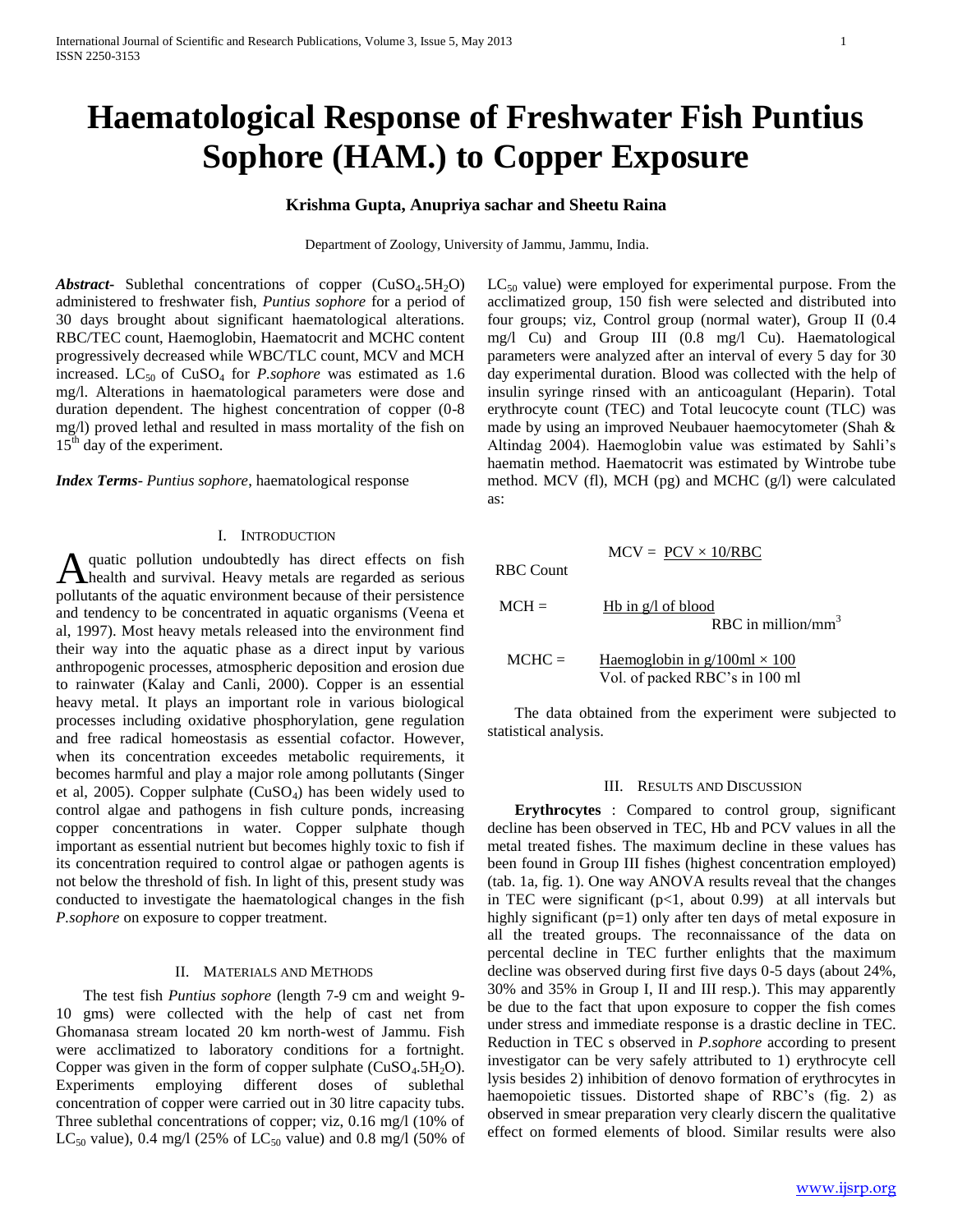# Haematological Response of Freshwater Fish Puntius Sophore (HAM.) to Copper Exposure

**Krishma Gupta, Anupriya sachar and Sheetu Raina**

Department of Zoology, University of Jammu, Jammu, India.

***Abstract-*** Sublethal concentrations of copper ($CuSO_4.5H_2O$) administered to freshwater fish, *Puntius sophore* for a period of 30 days brought about significant haematological alterations. RBC/TEC count, Haemoglobin, Haematocrit and MCHC content progressively decreased while WBC/TLC count, MCV and MCH increased. $LC_{50}$ of $CuSO_4$ for *P.sophore* was estimated as 1.6 mg/l. Alterations in haematological parameters were dose and duration dependent. The highest concentration of copper (0-8 mg/l) proved lethal and resulted in mass mortality of the fish on $15^{th}$ day of the experiment.

***Index Terms-*** *Puntius sophore*, haematological response

## I. Introduction

Aquatic pollution undoubtedly has direct effects on fish health and survival. Heavy metals are regarded as serious pollutants of the aquatic environment because of their persistence and tendency to be concentrated in aquatic organisms (Veena et al, 1997). Most heavy metals released into the environment find their way into the aquatic phase as a direct input by various anthropogenic processes, atmospheric deposition and erosion due to rainwater (Kalay and Canli, 2000). Copper is an essential heavy metal. It plays an important role in various biological processes including oxidative phosphorylation, gene regulation and free radical homeostasis as essential cofactor. However, when its concentration exceedes metabolic requirements, it becomes harmful and play a major role among pollutants (Singer et al, 2005). Copper sulphate ($CuSO_4$) has been widely used to control algae and pathogens in fish culture ponds, increasing copper concentrations in water. Copper sulphate though important as essential nutrient but becomes highly toxic to fish if its concentration required to control algae or pathogen agents is not below the threshold of fish. In light of this, present study was conducted to investigate the haematological changes in the fish *P.sophore* on exposure to copper treatment.

## II. Materials and Methods

The test fish *Puntius sophore* (length 7-9 cm and weight 9-10 gms) were collected with the help of cast net from Ghomanasa stream located 20 km north-west of Jammu. Fish were acclimatized to laboratory conditions for a fortnight. Copper was given in the form of copper sulphate ($CuSO_4.5H_2O$). Experiments employing different doses of sublethal concentration of copper were carried out in 30 litre capacity tubs. Three sublethal concentrations of copper; viz, 0.16 mg/l (10% of $LC_{50}$ value), 0.4 mg/l (25% of $LC_{50}$ value) and 0.8 mg/l (50% of $LC_{50}$ value) were employed for experimental purpose. From the acclimatized group, 150 fish were selected and distributed into four groups; viz, Control group (normal water), Group II (0.4 mg/l Cu) and Group III (0.8 mg/l Cu). Haematological parameters were analyzed after an interval of every 5 day for 30 day experimental duration. Blood was collected with the help of insulin syringe rinsed with an anticoagulant (Heparin). Total erythrocyte count (TEC) and Total leucocyte count (TLC) was made by using an improved Neubauer haemocytometer (Shah & Altindag 2004). Haemoglobin value was estimated by Sahli's haematin method. Haematocrit was estimated by Wintrobe tube method. MCV (fl), MCH (pg) and MCHC (g/l) were calculated as:

$$MCV = \frac{PCV \times 10}{RBC\ Count}$$

$$MCH = \frac{Hb\ in\ g/l\ of\ blood}{RBC\ in\ million/mm^3}$$

$$MCHC = \frac{Haemoglobin\ in\ g/100ml \times 100}{Vol.\ of\ packed\ RBC's\ in\ 100\ ml}$$

The data obtained from the experiment were subjected to statistical analysis.

## III. Results and Discussion

**Erythrocytes** : Compared to control group, significant decline has been observed in TEC, Hb and PCV values in all the metal treated fishes. The maximum decline in these values has been found in Group III fishes (highest concentration employed) (tab. 1a, fig. 1). One way ANOVA results reveal that the changes in TEC were significant ($p<1$, about 0.99) at all intervals but highly significant ($p=1$) only after ten days of metal exposure in all the treated groups. The reconnaissance of the data on percental decline in TEC further enlights that the maximum decline was observed during first five days 0-5 days (about 24%, 30% and 35% in Group I, II and III resp.). This may apparently be due to the fact that upon exposure to copper the fish comes under stress and immediate response is a drastic decline in TEC. Reduction in TEC s observed in *P.sophore* according to present investigator can be very safely attributed to 1) erythrocyte cell lysis besides 2) inhibition of denovo formation of erythrocytes in haemopoietic tissues. Distorted shape of RBC's (fig. 2) as observed in smear preparation very clearly discern the qualitative effect on formed elements of blood. Similar results were also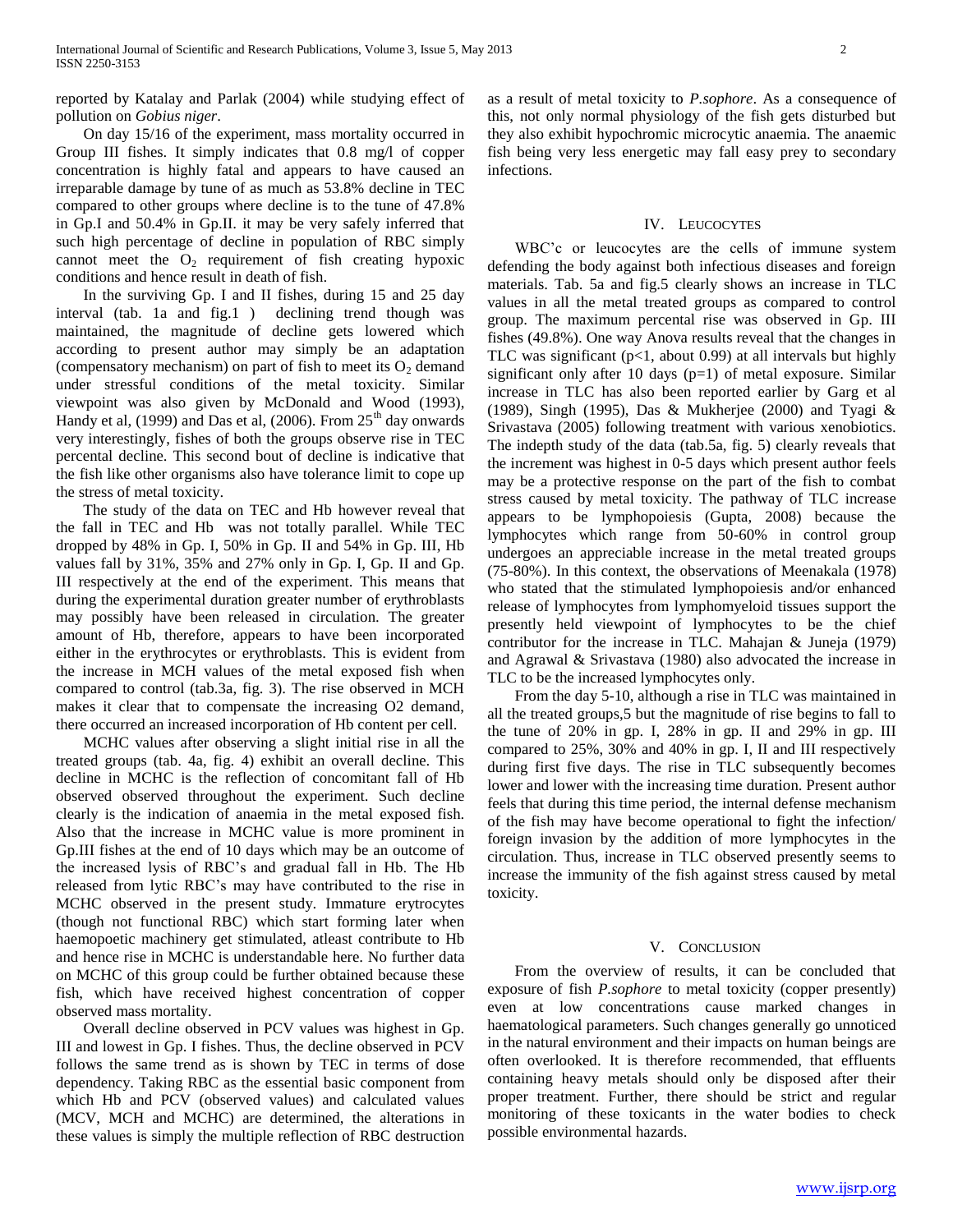reported by Katalay and Parlak (2004) while studying effect of pollution on *Gobius niger*.

On day 15/16 of the experiment, mass mortality occurred in Group III fishes. It simply indicates that 0.8 mg/l of copper concentration is highly fatal and appears to have caused an irreparable damage by tune of as much as 53.8% decline in TEC compared to other groups where decline is to the tune of 47.8% in Gp.I and 50.4% in Gp.II. it may be very safely inferred that such high percentage of decline in population of RBC simply cannot meet the $O_2$ requirement of fish creating hypoxic conditions and hence result in death of fish.

In the surviving Gp. I and II fishes, during 15 and 25 day interval (tab. 1a and fig.1 ) declining trend though was maintained, the magnitude of decline gets lowered which according to present author may simply be an adaptation (compensatory mechanism) on part of fish to meet its $O_2$ demand under stressful conditions of the metal toxicity. Similar viewpoint was also given by McDonald and Wood (1993), Handy et al, (1999) and Das et al, (2006). From $25^{th}$ day onwards very interestingly, fishes of both the groups observe rise in TEC percental decline. This second bout of decline is indicative that the fish like other organisms also have tolerance limit to cope up the stress of metal toxicity.

The study of the data on TEC and Hb however reveal that the fall in TEC and Hb was not totally parallel. While TEC dropped by 48% in Gp. I, 50% in Gp. II and 54% in Gp. III, Hb values fall by 31%, 35% and 27% only in Gp. I, Gp. II and Gp. III respectively at the end of the experiment. This means that during the experimental duration greater number of erythroblasts may possibly have been released in circulation. The greater amount of Hb, therefore, appears to have been incorporated either in the erythrocytes or erythroblasts. This is evident from the increase in MCH values of the metal exposed fish when compared to control (tab.3a, fig. 3). The rise observed in MCH makes it clear that to compensate the increasing O2 demand, there occurred an increased incorporation of Hb content per cell.

MCHC values after observing a slight initial rise in all the treated groups (tab. 4a, fig. 4) exhibit an overall decline. This decline in MCHC is the reflection of concomitant fall of Hb observed observed throughout the experiment. Such decline clearly is the indication of anaemia in the metal exposed fish. Also that the increase in MCHC value is more prominent in Gp.III fishes at the end of 10 days which may be an outcome of the increased lysis of RBC's and gradual fall in Hb. The Hb released from lytic RBC's may have contributed to the rise in MCHC observed in the present study. Immature erytrocytes (though not functional RBC) which start forming later when haemopoetic machinery get stimulated, atleast contribute to Hb and hence rise in MCHC is understandable here. No further data on MCHC of this group could be further obtained because these fish, which have received highest concentration of copper observed mass mortality.

Overall decline observed in PCV values was highest in Gp. III and lowest in Gp. I fishes. Thus, the decline observed in PCV follows the same trend as is shown by TEC in terms of dose dependency. Taking RBC as the essential basic component from which Hb and PCV (observed values) and calculated values (MCV, MCH and MCHC) are determined, the alterations in these values is simply the multiple reflection of RBC destruction as a result of metal toxicity to *P.sophore*. As a consequence of this, not only normal physiology of the fish gets disturbed but they also exhibit hypochromic microcytic anaemia. The anaemic fish being very less energetic may fall easy prey to secondary infections.

## IV. Leucocytes

WBC'c or leucocytes are the cells of immune system defending the body against both infectious diseases and foreign materials. Tab. 5a and fig.5 clearly shows an increase in TLC values in all the metal treated groups as compared to control group. The maximum percental rise was observed in Gp. III fishes (49.8%). One way Anova results reveal that the changes in TLC was significant ($p<1$, about 0.99) at all intervals but highly significant only after 10 days ($p=1$) of metal exposure. Similar increase in TLC has also been reported earlier by Garg et al (1989), Singh (1995), Das & Mukherjee (2000) and Tyagi & Srivastava (2005) following treatment with various xenobiotics. The indepth study of the data (tab.5a, fig. 5) clearly reveals that the increment was highest in 0-5 days which present author feels may be a protective response on the part of the fish to combat stress caused by metal toxicity. The pathway of TLC increase appears to be lymphopoiesis (Gupta, 2008) because the lymphocytes which range from 50-60% in control group undergoes an appreciable increase in the metal treated groups (75-80%). In this context, the observations of Meenakala (1978) who stated that the stimulated lymphopoiesis and/or enhanced release of lymphocytes from lymphomyeloid tissues support the presently held viewpoint of lymphocytes to be the chief contributor for the increase in TLC. Mahajan & Juneja (1979) and Agrawal & Srivastava (1980) also advocated the increase in TLC to be the increased lymphocytes only.

From the day 5-10, although a rise in TLC was maintained in all the treated groups,5 but the magnitude of rise begins to fall to the tune of 20% in gp. I, 28% in gp. II and 29% in gp. III compared to 25%, 30% and 40% in gp. I, II and III respectively during first five days. The rise in TLC subsequently becomes lower and lower with the increasing time duration. Present author feels that during this time period, the internal defense mechanism of the fish may have become operational to fight the infection/ foreign invasion by the addition of more lymphocytes in the circulation. Thus, increase in TLC observed presently seems to increase the immunity of the fish against stress caused by metal toxicity.

## V. Conclusion

From the overview of results, it can be concluded that exposure of fish *P.sophore* to metal toxicity (copper presently) even at low concentrations cause marked changes in haematological parameters. Such changes generally go unnoticed in the natural environment and their impacts on human beings are often overlooked. It is therefore recommended, that effluents containing heavy metals should only be disposed after their proper treatment. Further, there should be strict and regular monitoring of these toxicants in the water bodies to check possible environmental hazards.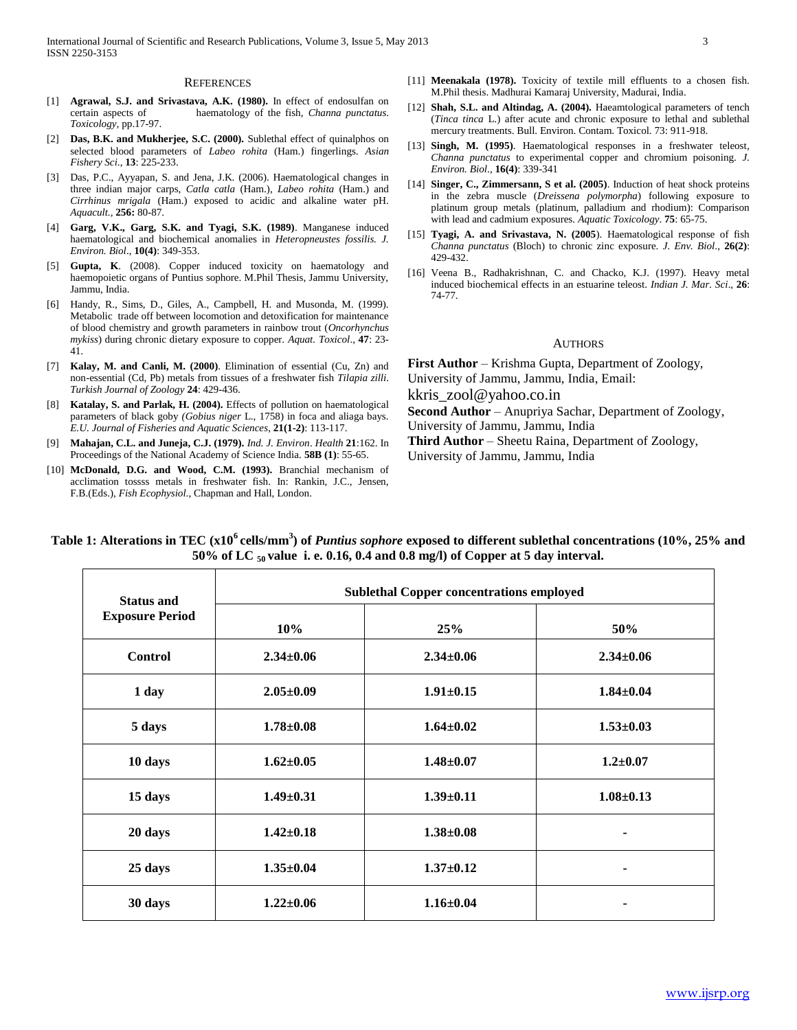## REFERENCES

[1] **Agrawal, S.J. and Srivastava, A.K. (1980).** In effect of endosulfan on certain aspects of haematology of the fish, *Channa punctatus*. *Toxicology*, pp.17-97.

[2] **Das, B.K. and Mukherjee, S.C. (2000).** Sublethal effect of quinalphos on selected blood parameters of *Labeo rohita* (Ham.) fingerlings. *Asian Fishery Sci.*, **13**: 225-233.

[3] Das, P.C., Ayyapan, S. and Jena, J.K. (2006). Haematological changes in three indian major carps, *Catla catla* (Ham.), *Labeo rohita* (Ham.) and *Cirrhinus mrigala* (Ham.) exposed to acidic and alkaline water pH. *Aquacult.*, **256:** 80-87.

[4] **Garg, V.K., Garg, S.K. and Tyagi, S.K. (1989)**. Manganese induced haematological and biochemical anomalies in *Heteropneustes fossilis. J. Environ. Biol*., **10(4)**: 349-353.

[5] **Gupta, K**. (2008). Copper induced toxicity on haematology and haemopoietic organs of Puntius sophore. M.Phil Thesis, Jammu University, Jammu, India.

[6] Handy, R., Sims, D., Giles, A., Campbell, H. and Musonda, M. (1999). Metabolic trade off between locomotion and detoxification for maintenance of blood chemistry and growth parameters in rainbow trout (*Oncorhynchus mykiss*) during chronic dietary exposure to copper. *Aquat. Toxicol*., **47**: 23-41.

[7] **Kalay, M. and Canli, M. (2000)**. Elimination of essential (Cu, Zn) and non-essential (Cd, Pb) metals from tissues of a freshwater fish *Tilapia zilli*. *Turkish Journal of Zoology* **24**: 429-436.

[8] **Katalay, S. and Parlak, H. (2004).** Effects of pollution on haematological parameters of black goby *(Gobius niger* L., 1758) in foca and aliaga bays. *E.U. Journal of Fisheries and Aquatic Sciences*, **21(1-2)**: 113-117.

[9] **Mahajan, C.L. and Juneja, C.J. (1979).** *Ind. J. Environ*. *Health* **21**:162. In Proceedings of the National Academy of Science India. **58B (1)**: 55-65.

[10] **McDonald, D.G. and Wood, C.M. (1993).** Branchial mechanism of acclimation tossss metals in freshwater fish. In: Rankin, J.C., Jensen, F.B.(Eds.), *Fish Ecophysiol.,* Chapman and Hall, London.

[11] **Meenakala (1978).** Toxicity of textile mill effluents to a chosen fish. M.Phil thesis. Madhurai Kamaraj University, Madurai, India.

[12] **Shah, S.L. and Altindag, A. (2004).** Haeamtological parameters of tench (*Tinca tinca* L.) after acute and chronic exposure to lethal and sublethal mercury treatments. Bull. Environ. Contam. Toxicol. 73: 911-918.

[13] **Singh, M. (1995)**. Haematological responses in a freshwater teleost, *Channa punctatus* to experimental copper and chromium poisoning. *J. Environ. Biol*., **16(4)**: 339-341

[14] **Singer, C., Zimmersann, S et al. (2005)**. Induction of heat shock proteins in the zebra muscle (*Dreissena polymorpha*) following exposure to platinum group metals (platinum, palladium and rhodium): Comparison with lead and cadmium exposures. *Aquatic Toxicology*. **75**: 65-75.

[15] **Tyagi, A. and Srivastava, N. (2005**). Haematological response of fish *Channa punctatus* (Bloch) to chronic zinc exposure. *J. Env. Biol*., **26(2)**: 429-432.

[16] Veena B., Radhakrishnan, C. and Chacko, K.J. (1997). Heavy metal induced biochemical effects in an estuarine teleost. *Indian J. Mar. Sci*., **26**: 74-77.

## AUTHORS

**First Author** – Krishma Gupta, Department of Zoology, University of Jammu, Jammu, India, Email: kkris_zool@yahoo.co.in

**Second Author** – Anupriya Sachar, Department of Zoology, University of Jammu, Jammu, India

**Third Author** – Sheetu Raina, Department of Zoology, University of Jammu, Jammu, India

**Table 1: Alterations in TEC ($x10^6$ cells/$mm^3$) of *Puntius sophore* exposed to different sublethal concentrations (10%, 25% and 50% of $LC_{50}$ value i. e. 0.16, 0.4 and 0.8 mg/l) of Copper at 5 day interval.**

| Status and Exposure Period | Sublethal Copper concentrations employed | | |
|---|---|---|---|
| | 10% | 25% | 50% |
| **Control** | 2.34±0.06 | 2.34±0.06 | 2.34±0.06 |
| **1 day** | 2.05±0.09 | 1.91±0.15 | 1.84±0.04 |
| **5 days** | 1.78±0.08 | 1.64±0.02 | 1.53±0.03 |
| **10 days** | 1.62±0.05 | 1.48±0.07 | 1.2±0.07 |
| **15 days** | 1.49±0.31 | 1.39±0.11 | 1.08±0.13 |
| **20 days** | 1.42±0.18 | 1.38±0.08 | - |
| **25 days** | 1.35±0.04 | 1.37±0.12 | - |
| **30 days** | 1.22±0.06 | 1.16±0.04 | - |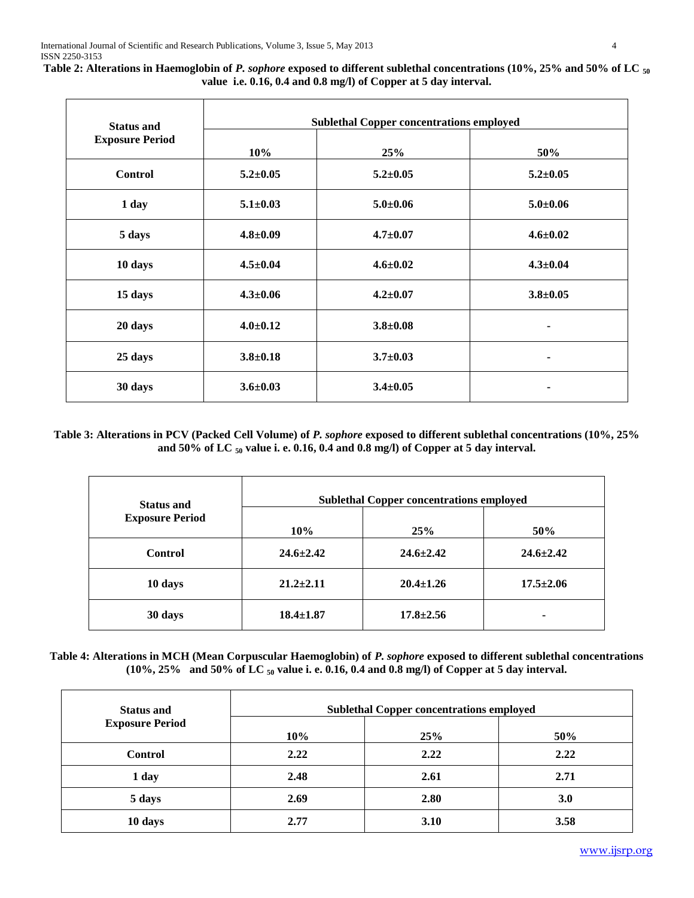**Table 2: Alterations in Haemoglobin of *P. sophore* exposed to different sublethal concentrations (10%, 25% and 50% of $LC_{50}$ value i.e. 0.16, 0.4 and 0.8 mg/l) of Copper at 5 day interval.**

| Status and Exposure Period | Sublethal Copper concentrations employed | | |
|---|---|---|---|
| | 10% | 25% | 50% |
| Control | 5.2±0.05 | 5.2±0.05 | 5.2±0.05 |
| 1 day | 5.1±0.03 | 5.0±0.06 | 5.0±0.06 |
| 5 days | 4.8±0.09 | 4.7±0.07 | 4.6±0.02 |
| 10 days | 4.5±0.04 | 4.6±0.02 | 4.3±0.04 |
| 15 days | 4.3±0.06 | 4.2±0.07 | 3.8±0.05 |
| 20 days | 4.0±0.12 | 3.8±0.08 | - |
| 25 days | 3.8±0.18 | 3.7±0.03 | - |
| 30 days | 3.6±0.03 | 3.4±0.05 | - |

**Table 3: Alterations in PCV (Packed Cell Volume) of *P. sophore* exposed to different sublethal concentrations (10%, 25% and 50% of $LC_{50}$ value i. e. 0.16, 0.4 and 0.8 mg/l) of Copper at 5 day interval.**

| Status and Exposure Period | Sublethal Copper concentrations employed | | |
|---|---|---|---|
| | 10% | 25% | 50% |
| Control | 24.6±2.42 | 24.6±2.42 | 24.6±2.42 |
| 10 days | 21.2±2.11 | 20.4±1.26 | 17.5±2.06 |
| 30 days | 18.4±1.87 | 17.8±2.56 | - |

**Table 4: Alterations in MCH (Mean Corpuscular Haemoglobin) of *P. sophore* exposed to different sublethal concentrations (10%, 25% and 50% of $LC_{50}$ value i. e. 0.16, 0.4 and 0.8 mg/l) of Copper at 5 day interval.**

| Status and Exposure Period | Sublethal Copper concentrations employed | | |
|---|---|---|---|
| | 10% | 25% | 50% |
| Control | 2.22 | 2.22 | 2.22 |
| 1 day | 2.48 | 2.61 | 2.71 |
| 5 days | 2.69 | 2.80 | 3.0 |
| 10 days | 2.77 | 3.10 | 3.58 |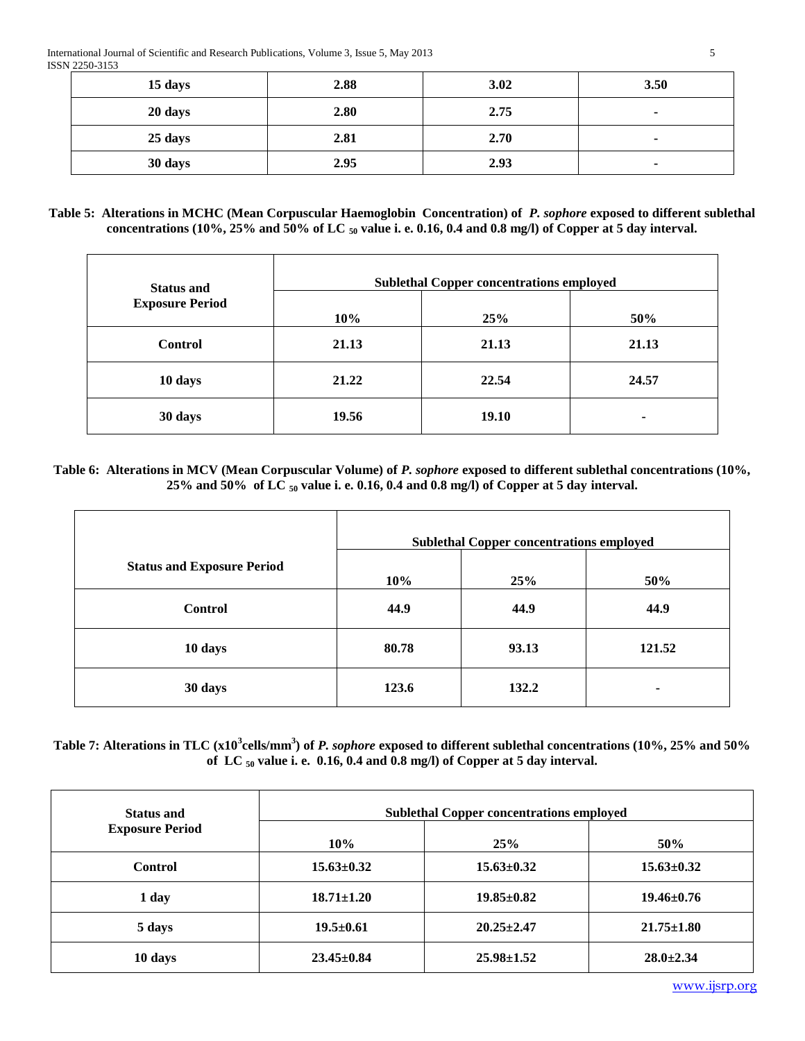| 15 days | 2.88 | 3.02 | 3.50 |
|---|---|---|---|
| 20 days | 2.80 | 2.75 | - |
| 25 days | 2.81 | 2.70 | - |
| 30 days | 2.95 | 2.93 | - |

**Table 5: Alterations in MCHC (Mean Corpuscular Haemoglobin Concentration) of *P. sophore* exposed to different sublethal concentrations (10%, 25% and 50% of LC $_{50}$ value i. e. 0.16, 0.4 and 0.8 mg/l) of Copper at 5 day interval.**

| Status and Exposure Period | Sublethal Copper concentrations employed | | |
|---|---|---|---|
| | 10% | 25% | 50% |
| Control | 21.13 | 21.13 | 21.13 |
| 10 days | 21.22 | 22.54 | 24.57 |
| 30 days | 19.56 | 19.10 | - |

**Table 6: Alterations in MCV (Mean Corpuscular Volume) of *P. sophore* exposed to different sublethal concentrations (10%, 25% and 50% of LC $_{50}$ value i. e. 0.16, 0.4 and 0.8 mg/l) of Copper at 5 day interval.**

| Status and Exposure Period | Sublethal Copper concentrations employed | | |
|---|---|---|---|
| | 10% | 25% | 50% |
| Control | 44.9 | 44.9 | 44.9 |
| 10 days | 80.78 | 93.13 | 121.52 |
| 30 days | 123.6 | 132.2 | - |

**Table 7: Alterations in TLC (x10$^3$cells/mm$^3$) of *P. sophore* exposed to different sublethal concentrations (10%, 25% and 50% of LC $_{50}$ value i. e. 0.16, 0.4 and 0.8 mg/l) of Copper at 5 day interval.**

| Status and Exposure Period | Sublethal Copper concentrations employed | | |
|---|---|---|---|
| | 10% | 25% | 50% |
| Control | 15.63±0.32 | 15.63±0.32 | 15.63±0.32 |
| 1 day | 18.71±1.20 | 19.85±0.82 | 19.46±0.76 |
| 5 days | 19.5±0.61 | 20.25±2.47 | 21.75±1.80 |
| 10 days | 23.45±0.84 | 25.98±1.52 | 28.0±2.34 |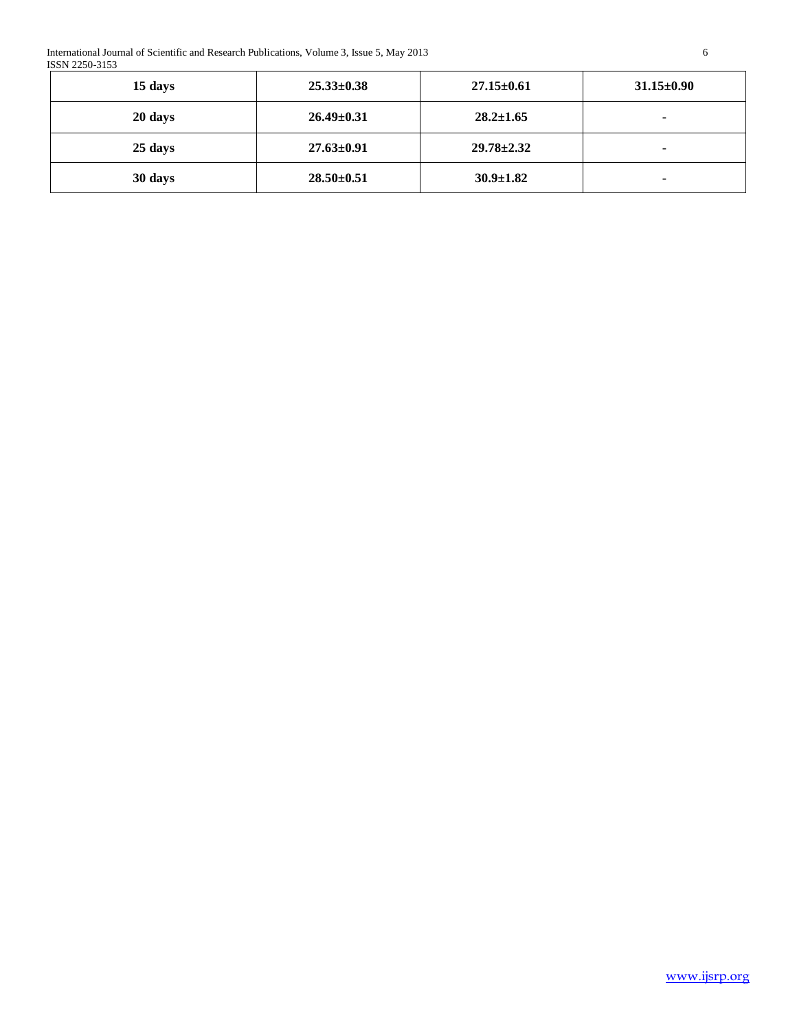| | | | |
|---|---|---|---|
| **15 days** | **25.33±0.38** | **27.15±0.61** | **31.15±0.90** |
| **20 days** | **26.49±0.31** | **28.2±1.65** | **-** |
| **25 days** | **27.63±0.91** | **29.78±2.32** | **-** |
| **30 days** | **28.50±0.51** | **30.9±1.82** | **-** |